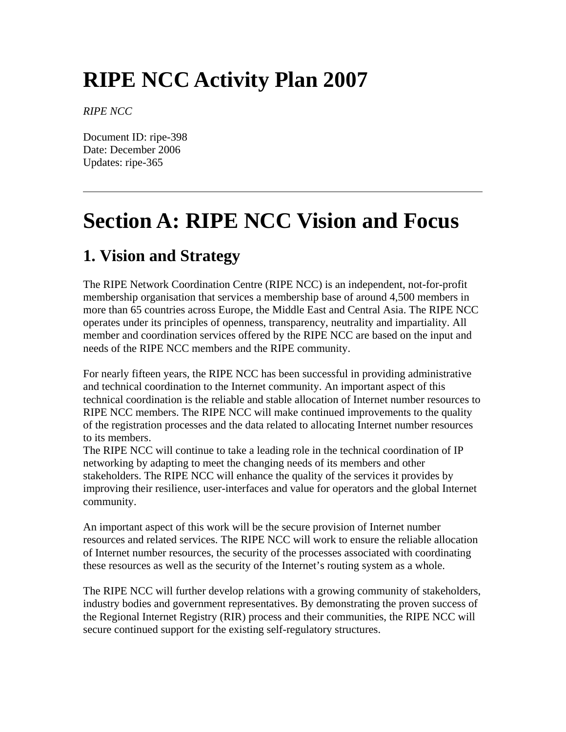# RIPE NCC Activity Plan 2007

*RIPE NCC*

Document ID: ripe-398
Date: December 2006
Updates: ripe-365

---

# Section A: RIPE NCC Vision and Focus

## 1. Vision and Strategy

The RIPE Network Coordination Centre (RIPE NCC) is an independent, not-for-profit membership organisation that services a membership base of around 4,500 members in more than 65 countries across Europe, the Middle East and Central Asia. The RIPE NCC operates under its principles of openness, transparency, neutrality and impartiality. All member and coordination services offered by the RIPE NCC are based on the input and needs of the RIPE NCC members and the RIPE community.

For nearly fifteen years, the RIPE NCC has been successful in providing administrative and technical coordination to the Internet community. An important aspect of this technical coordination is the reliable and stable allocation of Internet number resources to RIPE NCC members. The RIPE NCC will make continued improvements to the quality of the registration processes and the data related to allocating Internet number resources to its members.
The RIPE NCC will continue to take a leading role in the technical coordination of IP networking by adapting to meet the changing needs of its members and other stakeholders. The RIPE NCC will enhance the quality of the services it provides by improving their resilience, user-interfaces and value for operators and the global Internet community.

An important aspect of this work will be the secure provision of Internet number resources and related services. The RIPE NCC will work to ensure the reliable allocation of Internet number resources, the security of the processes associated with coordinating these resources as well as the security of the Internet's routing system as a whole.

The RIPE NCC will further develop relations with a growing community of stakeholders, industry bodies and government representatives. By demonstrating the proven success of the Regional Internet Registry (RIR) process and their communities, the RIPE NCC will secure continued support for the existing self-regulatory structures.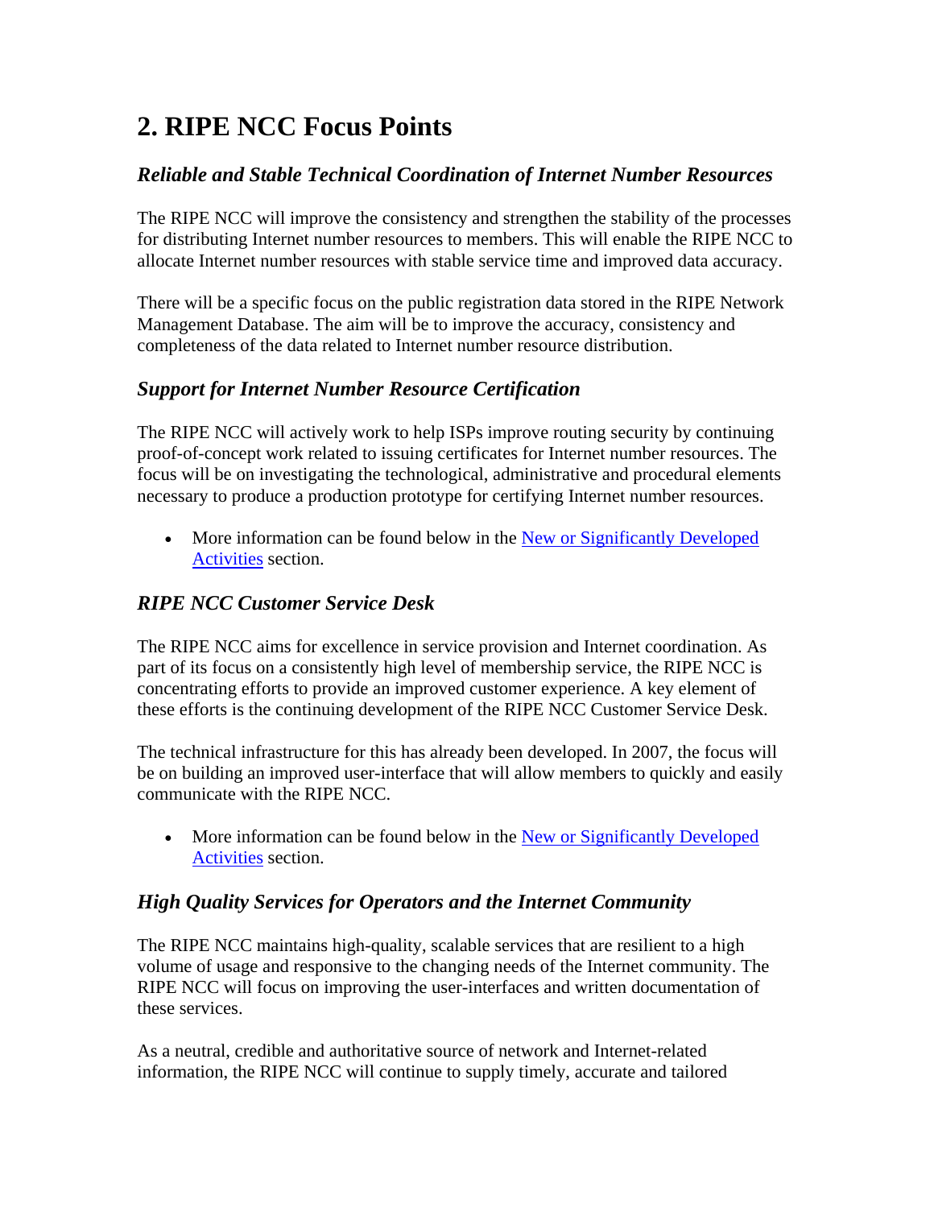## 2. RIPE NCC Focus Points

### *Reliable and Stable Technical Coordination of Internet Number Resources*

The RIPE NCC will improve the consistency and strengthen the stability of the processes for distributing Internet number resources to members. This will enable the RIPE NCC to allocate Internet number resources with stable service time and improved data accuracy.

There will be a specific focus on the public registration data stored in the RIPE Network Management Database. The aim will be to improve the accuracy, consistency and completeness of the data related to Internet number resource distribution.

### *Support for Internet Number Resource Certification*

The RIPE NCC will actively work to help ISPs improve routing security by continuing proof-of-concept work related to issuing certificates for Internet number resources. The focus will be on investigating the technological, administrative and procedural elements necessary to produce a production prototype for certifying Internet number resources.

- More information can be found below in the New or Significantly Developed Activities section.

### *RIPE NCC Customer Service Desk*

The RIPE NCC aims for excellence in service provision and Internet coordination. As part of its focus on a consistently high level of membership service, the RIPE NCC is concentrating efforts to provide an improved customer experience. A key element of these efforts is the continuing development of the RIPE NCC Customer Service Desk.

The technical infrastructure for this has already been developed. In 2007, the focus will be on building an improved user-interface that will allow members to quickly and easily communicate with the RIPE NCC.

- More information can be found below in the New or Significantly Developed Activities section.

### *High Quality Services for Operators and the Internet Community*

The RIPE NCC maintains high-quality, scalable services that are resilient to a high volume of usage and responsive to the changing needs of the Internet community. The RIPE NCC will focus on improving the user-interfaces and written documentation of these services.

As a neutral, credible and authoritative source of network and Internet-related information, the RIPE NCC will continue to supply timely, accurate and tailored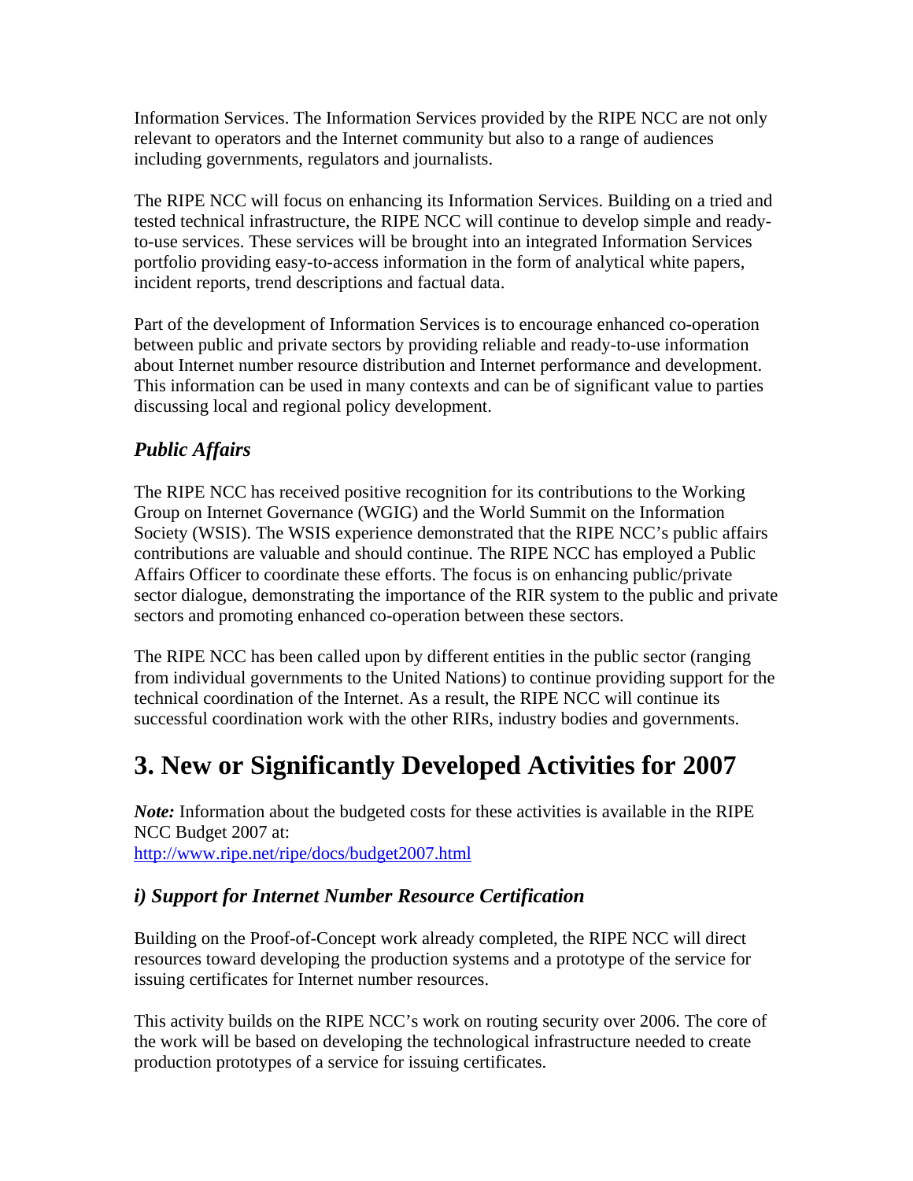Information Services. The Information Services provided by the RIPE NCC are not only relevant to operators and the Internet community but also to a range of audiences including governments, regulators and journalists.

The RIPE NCC will focus on enhancing its Information Services. Building on a tried and tested technical infrastructure, the RIPE NCC will continue to develop simple and ready-to-use services. These services will be brought into an integrated Information Services portfolio providing easy-to-access information in the form of analytical white papers, incident reports, trend descriptions and factual data.

Part of the development of Information Services is to encourage enhanced co-operation between public and private sectors by providing reliable and ready-to-use information about Internet number resource distribution and Internet performance and development. This information can be used in many contexts and can be of significant value to parties discussing local and regional policy development.

### *Public Affairs*

The RIPE NCC has received positive recognition for its contributions to the Working Group on Internet Governance (WGIG) and the World Summit on the Information Society (WSIS). The WSIS experience demonstrated that the RIPE NCC's public affairs contributions are valuable and should continue. The RIPE NCC has employed a Public Affairs Officer to coordinate these efforts. The focus is on enhancing public/private sector dialogue, demonstrating the importance of the RIR system to the public and private sectors and promoting enhanced co-operation between these sectors.

The RIPE NCC has been called upon by different entities in the public sector (ranging from individual governments to the United Nations) to continue providing support for the technical coordination of the Internet. As a result, the RIPE NCC will continue its successful coordination work with the other RIRs, industry bodies and governments.

# 3. New or Significantly Developed Activities for 2007

***Note:*** Information about the budgeted costs for these activities is available in the RIPE NCC Budget 2007 at:
http://www.ripe.net/ripe/docs/budget2007.html

### *i) Support for Internet Number Resource Certification*

Building on the Proof-of-Concept work already completed, the RIPE NCC will direct resources toward developing the production systems and a prototype of the service for issuing certificates for Internet number resources.

This activity builds on the RIPE NCC's work on routing security over 2006. The core of the work will be based on developing the technological infrastructure needed to create production prototypes of a service for issuing certificates.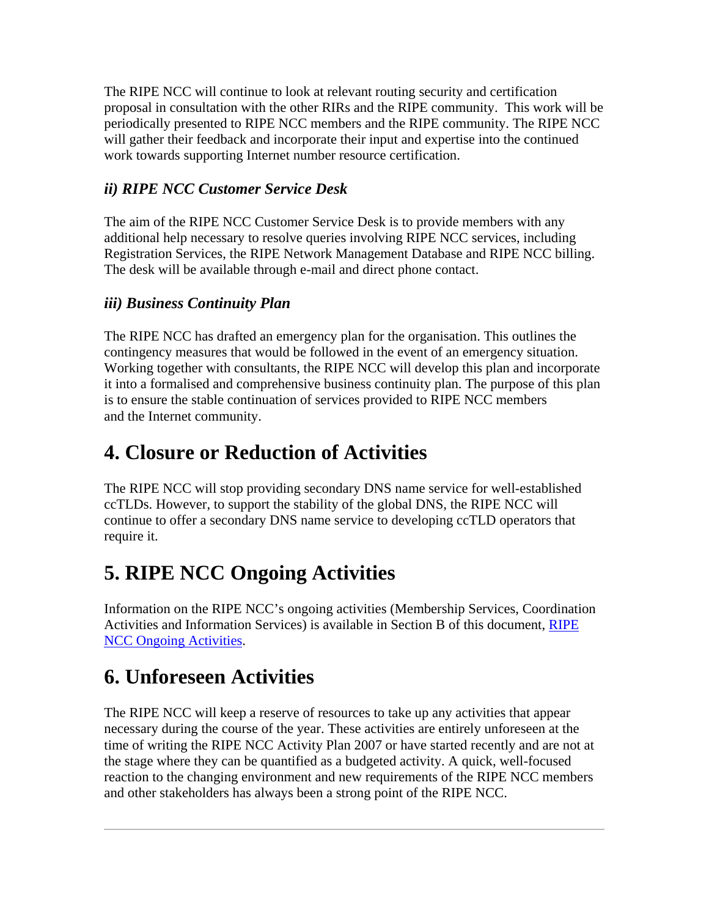The RIPE NCC will continue to look at relevant routing security and certification proposal in consultation with the other RIRs and the RIPE community. This work will be periodically presented to RIPE NCC members and the RIPE community. The RIPE NCC will gather their feedback and incorporate their input and expertise into the continued work towards supporting Internet number resource certification.

### *ii) RIPE NCC Customer Service Desk*

The aim of the RIPE NCC Customer Service Desk is to provide members with any additional help necessary to resolve queries involving RIPE NCC services, including Registration Services, the RIPE Network Management Database and RIPE NCC billing. The desk will be available through e-mail and direct phone contact.

### *iii) Business Continuity Plan*

The RIPE NCC has drafted an emergency plan for the organisation. This outlines the contingency measures that would be followed in the event of an emergency situation. Working together with consultants, the RIPE NCC will develop this plan and incorporate it into a formalised and comprehensive business continuity plan. The purpose of this plan is to ensure the stable continuation of services provided to RIPE NCC members and the Internet community.

## 4. Closure or Reduction of Activities

The RIPE NCC will stop providing secondary DNS name service for well-established ccTLDs. However, to support the stability of the global DNS, the RIPE NCC will continue to offer a secondary DNS name service to developing ccTLD operators that require it.

## 5. RIPE NCC Ongoing Activities

Information on the RIPE NCC's ongoing activities (Membership Services, Coordination Activities and Information Services) is available in Section B of this document, [RIPE NCC Ongoing Activities].

## 6. Unforeseen Activities

The RIPE NCC will keep a reserve of resources to take up any activities that appear necessary during the course of the year. These activities are entirely unforeseen at the time of writing the RIPE NCC Activity Plan 2007 or have started recently and are not at the stage where they can be quantified as a budgeted activity. A quick, well-focused reaction to the changing environment and new requirements of the RIPE NCC members and other stakeholders has always been a strong point of the RIPE NCC.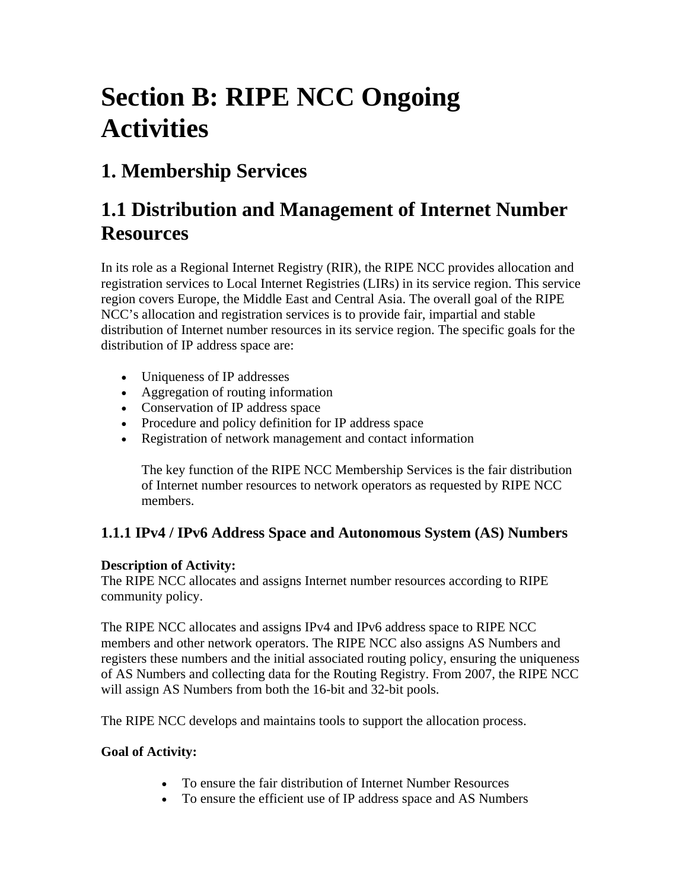# Section B: RIPE NCC Ongoing Activities

## 1. Membership Services

## 1.1 Distribution and Management of Internet Number Resources

In its role as a Regional Internet Registry (RIR), the RIPE NCC provides allocation and registration services to Local Internet Registries (LIRs) in its service region. This service region covers Europe, the Middle East and Central Asia. The overall goal of the RIPE NCC's allocation and registration services is to provide fair, impartial and stable distribution of Internet number resources in its service region. The specific goals for the distribution of IP address space are:

- Uniqueness of IP addresses
- Aggregation of routing information
- Conservation of IP address space
- Procedure and policy definition for IP address space
- Registration of network management and contact information

  The key function of the RIPE NCC Membership Services is the fair distribution of Internet number resources to network operators as requested by RIPE NCC members.

### 1.1.1 IPv4 / IPv6 Address Space and Autonomous System (AS) Numbers

**Description of Activity:**
The RIPE NCC allocates and assigns Internet number resources according to RIPE community policy.

The RIPE NCC allocates and assigns IPv4 and IPv6 address space to RIPE NCC members and other network operators. The RIPE NCC also assigns AS Numbers and registers these numbers and the initial associated routing policy, ensuring the uniqueness of AS Numbers and collecting data for the Routing Registry. From 2007, the RIPE NCC will assign AS Numbers from both the 16-bit and 32-bit pools.

The RIPE NCC develops and maintains tools to support the allocation process.

**Goal of Activity:**

- To ensure the fair distribution of Internet Number Resources
- To ensure the efficient use of IP address space and AS Numbers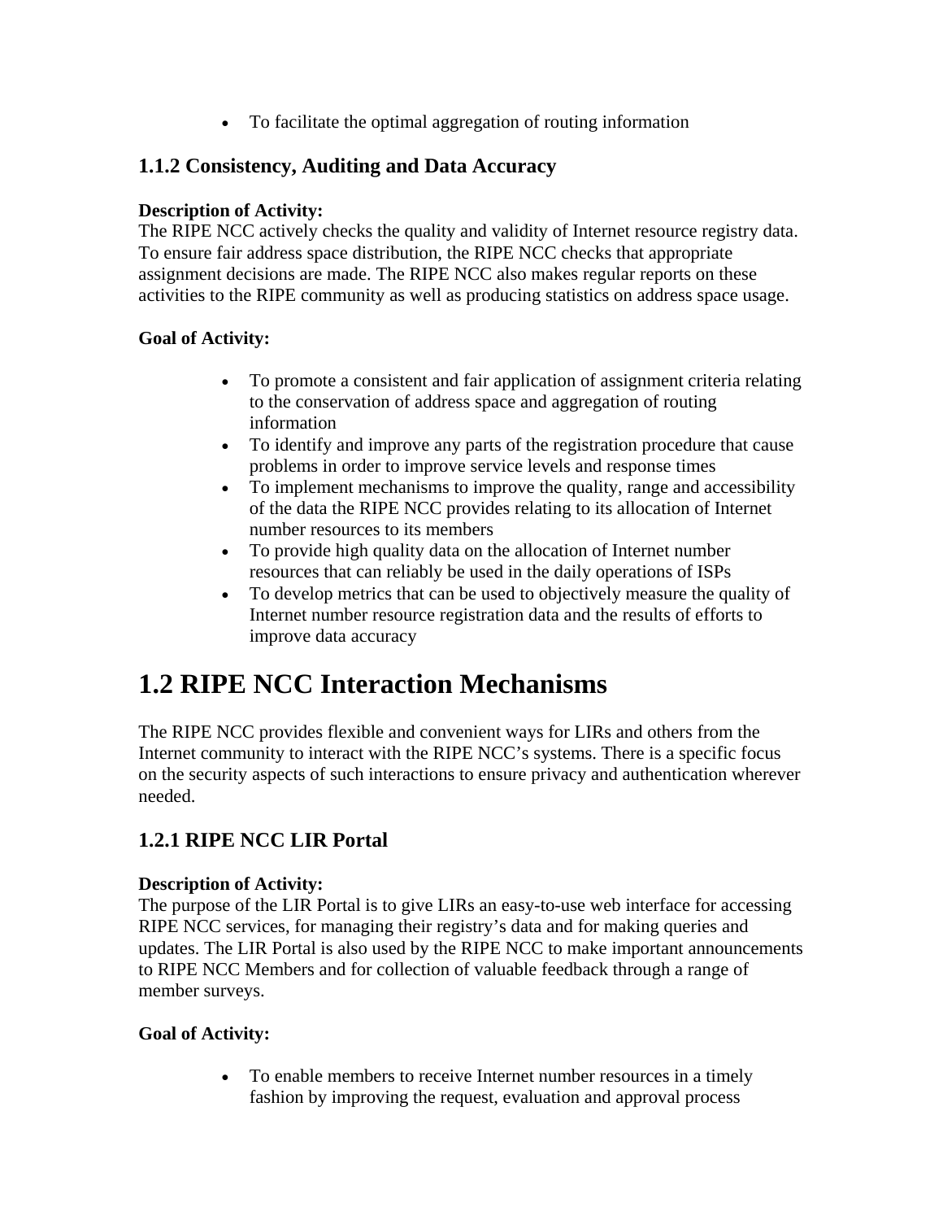- To facilitate the optimal aggregation of routing information

### 1.1.2 Consistency, Auditing and Data Accuracy

**Description of Activity:**
The RIPE NCC actively checks the quality and validity of Internet resource registry data. To ensure fair address space distribution, the RIPE NCC checks that appropriate assignment decisions are made. The RIPE NCC also makes regular reports on these activities to the RIPE community as well as producing statistics on address space usage.

**Goal of Activity:**

- To promote a consistent and fair application of assignment criteria relating to the conservation of address space and aggregation of routing information
- To identify and improve any parts of the registration procedure that cause problems in order to improve service levels and response times
- To implement mechanisms to improve the quality, range and accessibility of the data the RIPE NCC provides relating to its allocation of Internet number resources to its members
- To provide high quality data on the allocation of Internet number resources that can reliably be used in the daily operations of ISPs
- To develop metrics that can be used to objectively measure the quality of Internet number resource registration data and the results of efforts to improve data accuracy

# 1.2 RIPE NCC Interaction Mechanisms

The RIPE NCC provides flexible and convenient ways for LIRs and others from the Internet community to interact with the RIPE NCC's systems. There is a specific focus on the security aspects of such interactions to ensure privacy and authentication wherever needed.

### 1.2.1 RIPE NCC LIR Portal

**Description of Activity:**
The purpose of the LIR Portal is to give LIRs an easy-to-use web interface for accessing RIPE NCC services, for managing their registry's data and for making queries and updates. The LIR Portal is also used by the RIPE NCC to make important announcements to RIPE NCC Members and for collection of valuable feedback through a range of member surveys.

**Goal of Activity:**

- To enable members to receive Internet number resources in a timely fashion by improving the request, evaluation and approval process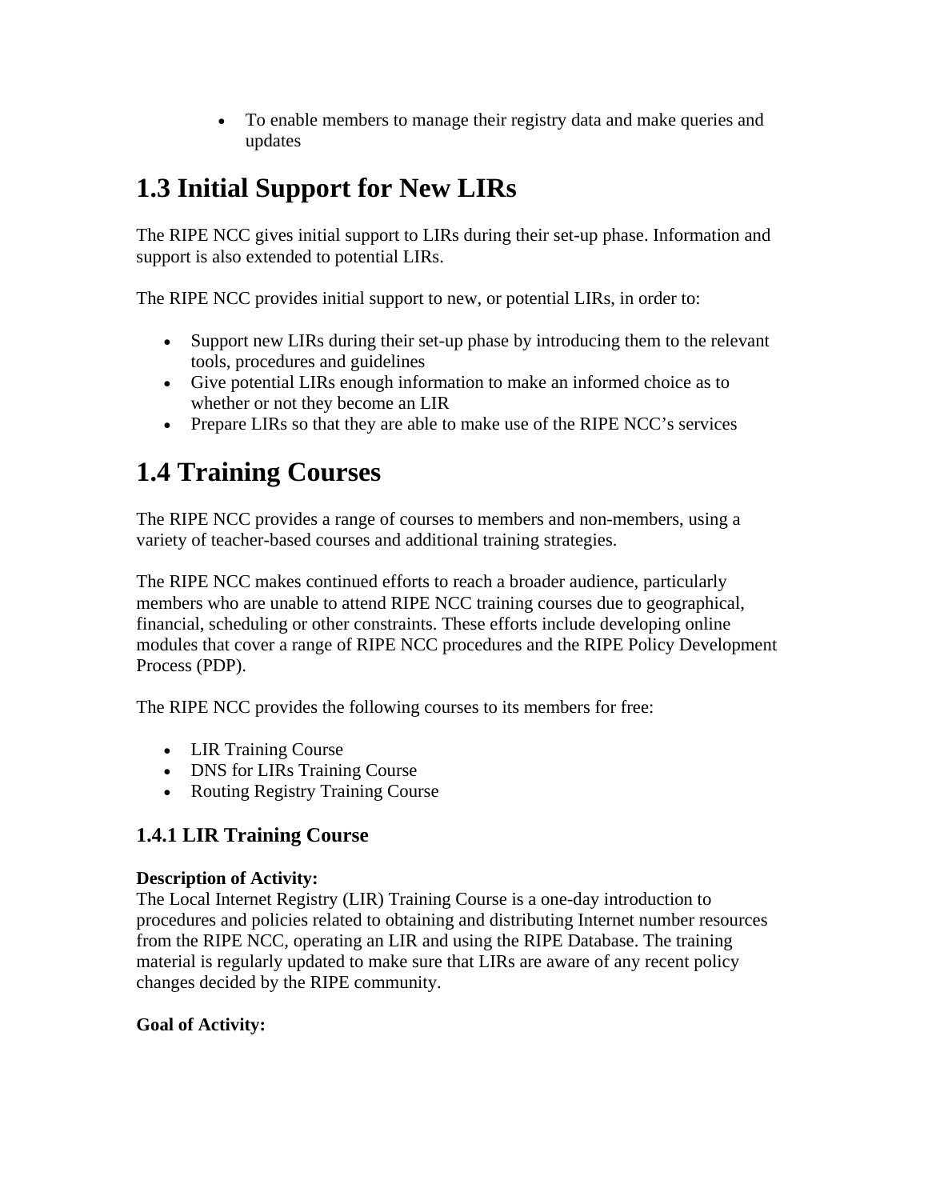- To enable members to manage their registry data and make queries and updates

## 1.3 Initial Support for New LIRs

The RIPE NCC gives initial support to LIRs during their set-up phase. Information and support is also extended to potential LIRs.

The RIPE NCC provides initial support to new, or potential LIRs, in order to:

- Support new LIRs during their set-up phase by introducing them to the relevant tools, procedures and guidelines
- Give potential LIRs enough information to make an informed choice as to whether or not they become an LIR
- Prepare LIRs so that they are able to make use of the RIPE NCC's services

## 1.4 Training Courses

The RIPE NCC provides a range of courses to members and non-members, using a variety of teacher-based courses and additional training strategies.

The RIPE NCC makes continued efforts to reach a broader audience, particularly members who are unable to attend RIPE NCC training courses due to geographical, financial, scheduling or other constraints. These efforts include developing online modules that cover a range of RIPE NCC procedures and the RIPE Policy Development Process (PDP).

The RIPE NCC provides the following courses to its members for free:

- LIR Training Course
- DNS for LIRs Training Course
- Routing Registry Training Course

### 1.4.1 LIR Training Course

**Description of Activity:**
The Local Internet Registry (LIR) Training Course is a one-day introduction to procedures and policies related to obtaining and distributing Internet number resources from the RIPE NCC, operating an LIR and using the RIPE Database. The training material is regularly updated to make sure that LIRs are aware of any recent policy changes decided by the RIPE community.

**Goal of Activity:**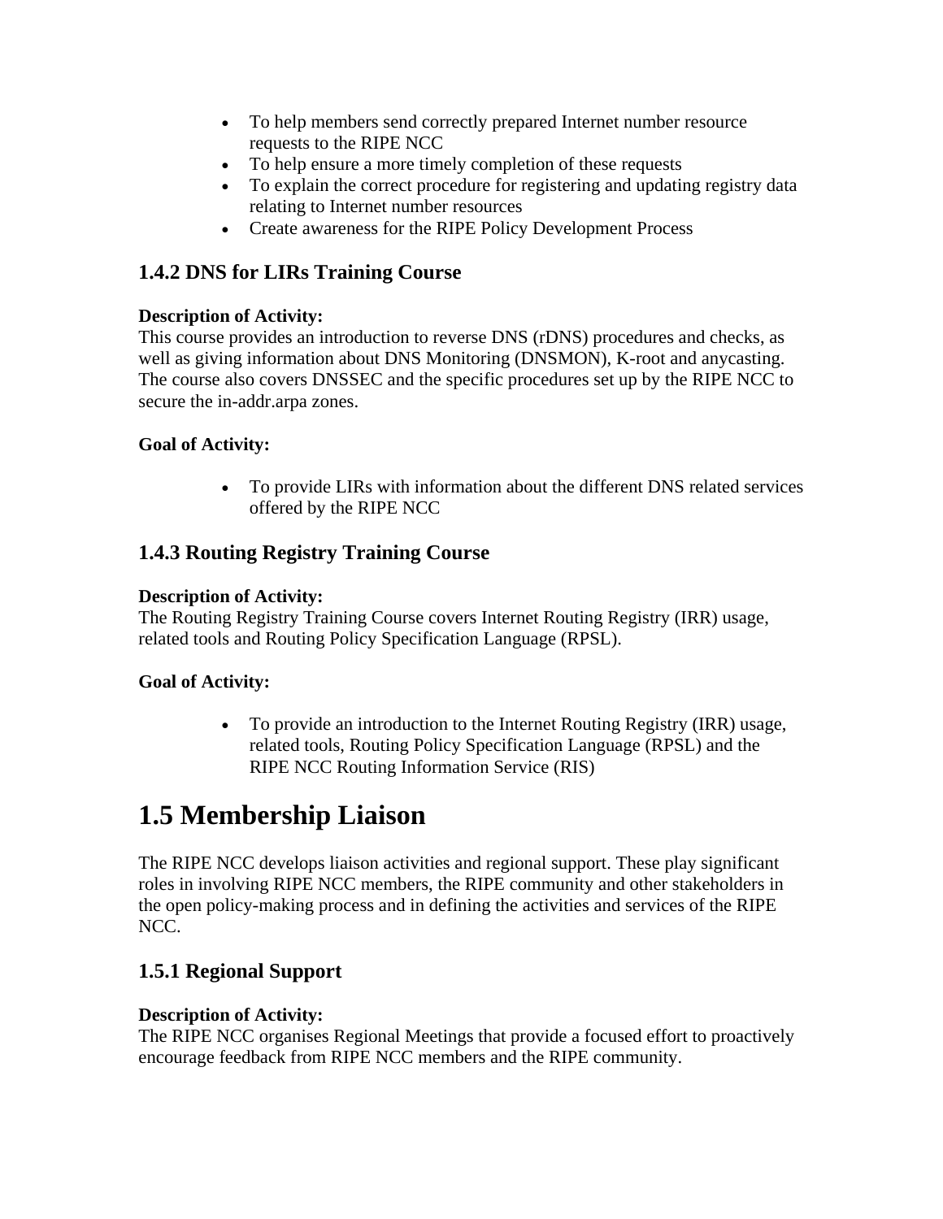- To help members send correctly prepared Internet number resource requests to the RIPE NCC
- To help ensure a more timely completion of these requests
- To explain the correct procedure for registering and updating registry data relating to Internet number resources
- Create awareness for the RIPE Policy Development Process

### 1.4.2 DNS for LIRs Training Course

**Description of Activity:**
This course provides an introduction to reverse DNS (rDNS) procedures and checks, as well as giving information about DNS Monitoring (DNSMON), K-root and anycasting. The course also covers DNSSEC and the specific procedures set up by the RIPE NCC to secure the in-addr.arpa zones.

**Goal of Activity:**

- To provide LIRs with information about the different DNS related services offered by the RIPE NCC

### 1.4.3 Routing Registry Training Course

**Description of Activity:**
The Routing Registry Training Course covers Internet Routing Registry (IRR) usage, related tools and Routing Policy Specification Language (RPSL).

**Goal of Activity:**

- To provide an introduction to the Internet Routing Registry (IRR) usage, related tools, Routing Policy Specification Language (RPSL) and the RIPE NCC Routing Information Service (RIS)

# 1.5 Membership Liaison

The RIPE NCC develops liaison activities and regional support. These play significant roles in involving RIPE NCC members, the RIPE community and other stakeholders in the open policy-making process and in defining the activities and services of the RIPE NCC.

### 1.5.1 Regional Support

**Description of Activity:**
The RIPE NCC organises Regional Meetings that provide a focused effort to proactively encourage feedback from RIPE NCC members and the RIPE community.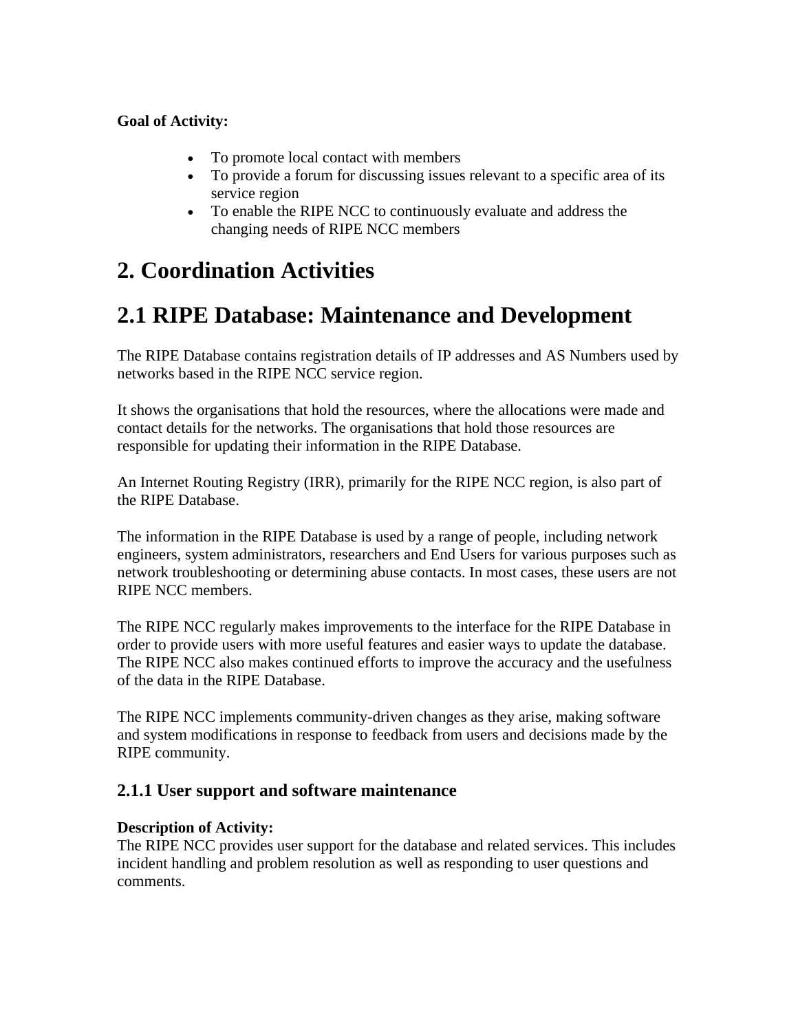**Goal of Activity:**

- To promote local contact with members
- To provide a forum for discussing issues relevant to a specific area of its service region
- To enable the RIPE NCC to continuously evaluate and address the changing needs of RIPE NCC members

# 2. Coordination Activities

## 2.1 RIPE Database: Maintenance and Development

The RIPE Database contains registration details of IP addresses and AS Numbers used by networks based in the RIPE NCC service region.

It shows the organisations that hold the resources, where the allocations were made and contact details for the networks. The organisations that hold those resources are responsible for updating their information in the RIPE Database.

An Internet Routing Registry (IRR), primarily for the RIPE NCC region, is also part of the RIPE Database.

The information in the RIPE Database is used by a range of people, including network engineers, system administrators, researchers and End Users for various purposes such as network troubleshooting or determining abuse contacts. In most cases, these users are not RIPE NCC members.

The RIPE NCC regularly makes improvements to the interface for the RIPE Database in order to provide users with more useful features and easier ways to update the database. The RIPE NCC also makes continued efforts to improve the accuracy and the usefulness of the data in the RIPE Database.

The RIPE NCC implements community-driven changes as they arise, making software and system modifications in response to feedback from users and decisions made by the RIPE community.

### 2.1.1 User support and software maintenance

**Description of Activity:**
The RIPE NCC provides user support for the database and related services. This includes incident handling and problem resolution as well as responding to user questions and comments.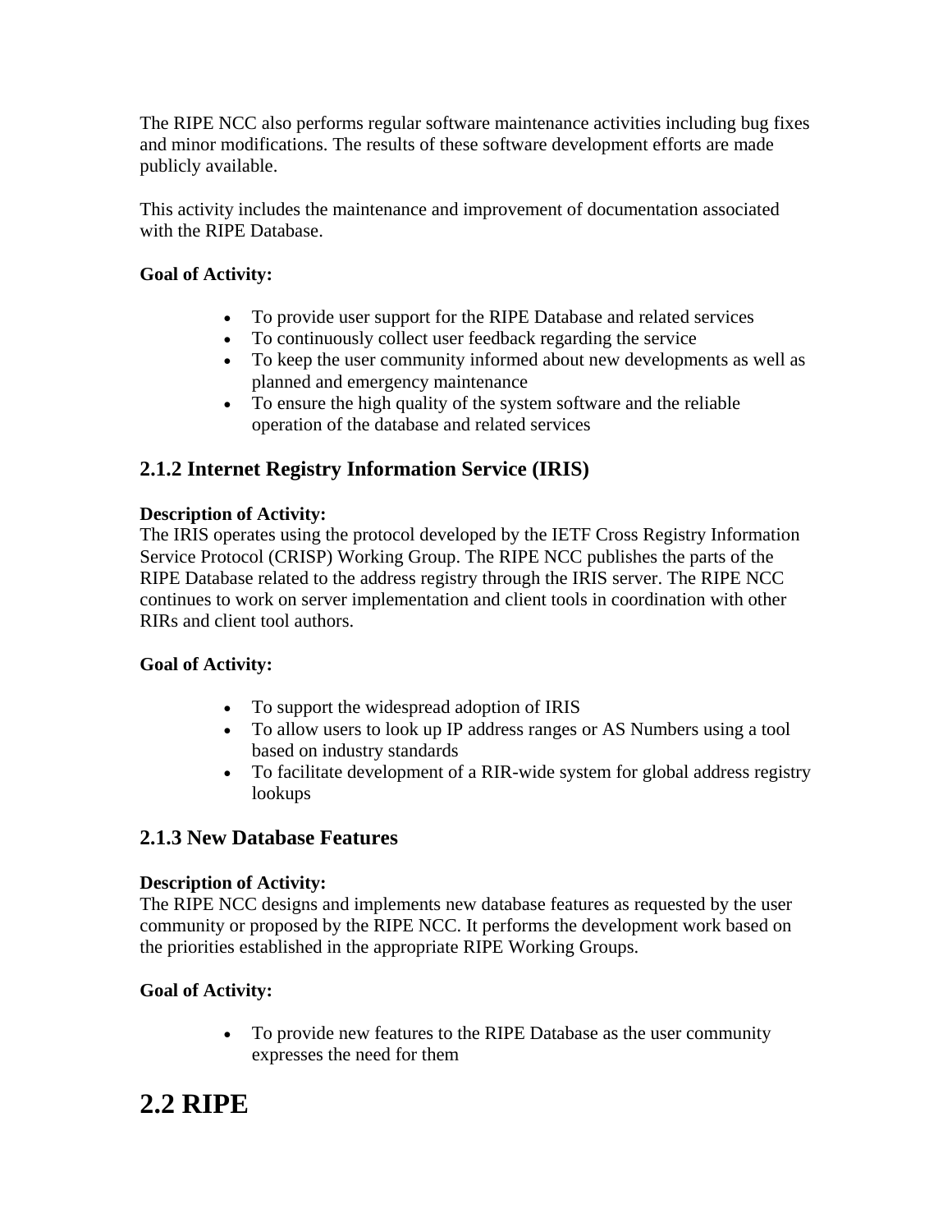The RIPE NCC also performs regular software maintenance activities including bug fixes and minor modifications. The results of these software development efforts are made publicly available.

This activity includes the maintenance and improvement of documentation associated with the RIPE Database.

**Goal of Activity:**

- To provide user support for the RIPE Database and related services
- To continuously collect user feedback regarding the service
- To keep the user community informed about new developments as well as planned and emergency maintenance
- To ensure the high quality of the system software and the reliable operation of the database and related services

### 2.1.2 Internet Registry Information Service (IRIS)

**Description of Activity:**
The IRIS operates using the protocol developed by the IETF Cross Registry Information Service Protocol (CRISP) Working Group. The RIPE NCC publishes the parts of the RIPE Database related to the address registry through the IRIS server. The RIPE NCC continues to work on server implementation and client tools in coordination with other RIRs and client tool authors.

**Goal of Activity:**

- To support the widespread adoption of IRIS
- To allow users to look up IP address ranges or AS Numbers using a tool based on industry standards
- To facilitate development of a RIR-wide system for global address registry lookups

### 2.1.3 New Database Features

**Description of Activity:**
The RIPE NCC designs and implements new database features as requested by the user community or proposed by the RIPE NCC. It performs the development work based on the priorities established in the appropriate RIPE Working Groups.

**Goal of Activity:**

- To provide new features to the RIPE Database as the user community expresses the need for them

## 2.2 RIPE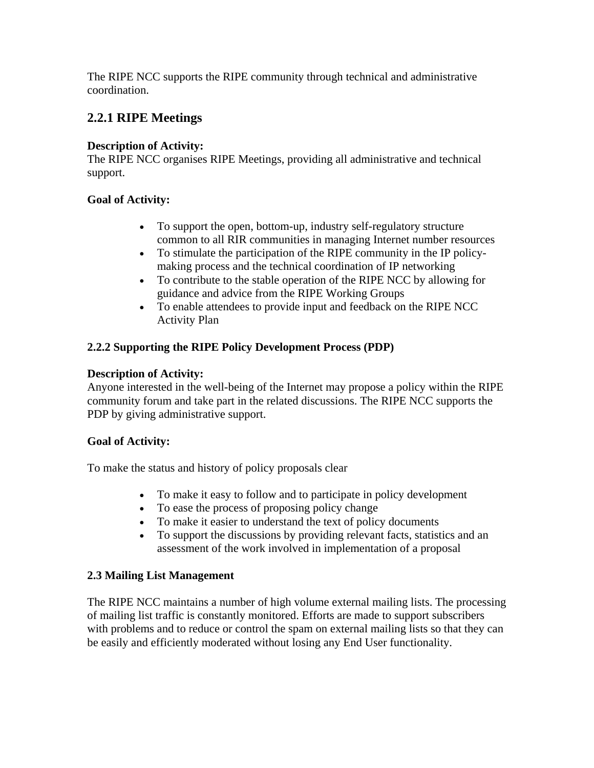The RIPE NCC supports the RIPE community through technical and administrative coordination.

## 2.2.1 RIPE Meetings

**Description of Activity:**
The RIPE NCC organises RIPE Meetings, providing all administrative and technical support.

**Goal of Activity:**

- To support the open, bottom-up, industry self-regulatory structure common to all RIR communities in managing Internet number resources
- To stimulate the participation of the RIPE community in the IP policy-making process and the technical coordination of IP networking
- To contribute to the stable operation of the RIPE NCC by allowing for guidance and advice from the RIPE Working Groups
- To enable attendees to provide input and feedback on the RIPE NCC Activity Plan

### 2.2.2 Supporting the RIPE Policy Development Process (PDP)

**Description of Activity:**
Anyone interested in the well-being of the Internet may propose a policy within the RIPE community forum and take part in the related discussions. The RIPE NCC supports the PDP by giving administrative support.

**Goal of Activity:**

To make the status and history of policy proposals clear

- To make it easy to follow and to participate in policy development
- To ease the process of proposing policy change
- To make it easier to understand the text of policy documents
- To support the discussions by providing relevant facts, statistics and an assessment of the work involved in implementation of a proposal

### 2.3 Mailing List Management

The RIPE NCC maintains a number of high volume external mailing lists. The processing of mailing list traffic is constantly monitored. Efforts are made to support subscribers with problems and to reduce or control the spam on external mailing lists so that they can be easily and efficiently moderated without losing any End User functionality.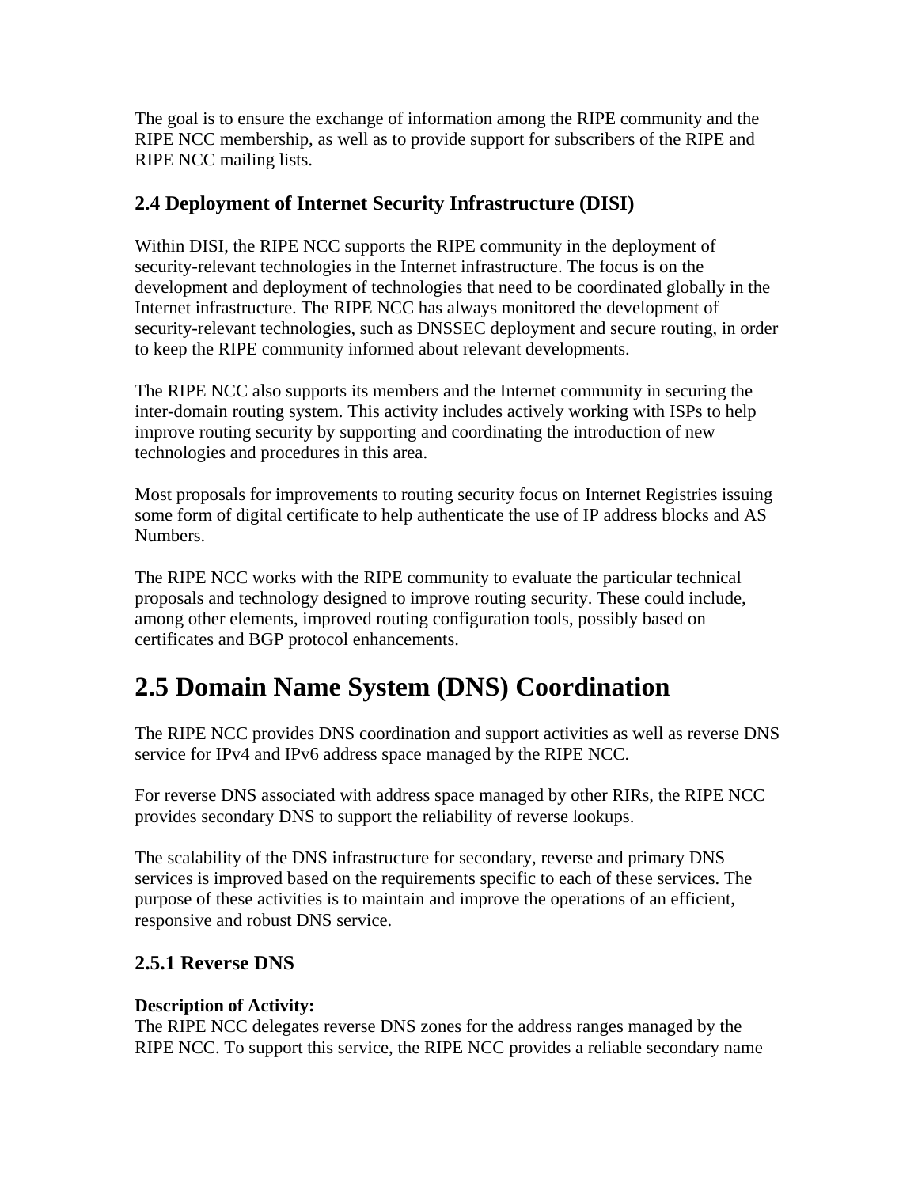The goal is to ensure the exchange of information among the RIPE community and the RIPE NCC membership, as well as to provide support for subscribers of the RIPE and RIPE NCC mailing lists.

### 2.4 Deployment of Internet Security Infrastructure (DISI)

Within DISI, the RIPE NCC supports the RIPE community in the deployment of security-relevant technologies in the Internet infrastructure. The focus is on the development and deployment of technologies that need to be coordinated globally in the Internet infrastructure. The RIPE NCC has always monitored the development of security-relevant technologies, such as DNSSEC deployment and secure routing, in order to keep the RIPE community informed about relevant developments.

The RIPE NCC also supports its members and the Internet community in securing the inter-domain routing system. This activity includes actively working with ISPs to help improve routing security by supporting and coordinating the introduction of new technologies and procedures in this area.

Most proposals for improvements to routing security focus on Internet Registries issuing some form of digital certificate to help authenticate the use of IP address blocks and AS Numbers.

The RIPE NCC works with the RIPE community to evaluate the particular technical proposals and technology designed to improve routing security. These could include, among other elements, improved routing configuration tools, possibly based on certificates and BGP protocol enhancements.

## 2.5 Domain Name System (DNS) Coordination

The RIPE NCC provides DNS coordination and support activities as well as reverse DNS service for IPv4 and IPv6 address space managed by the RIPE NCC.

For reverse DNS associated with address space managed by other RIRs, the RIPE NCC provides secondary DNS to support the reliability of reverse lookups.

The scalability of the DNS infrastructure for secondary, reverse and primary DNS services is improved based on the requirements specific to each of these services. The purpose of these activities is to maintain and improve the operations of an efficient, responsive and robust DNS service.

### 2.5.1 Reverse DNS

**Description of Activity:**
The RIPE NCC delegates reverse DNS zones for the address ranges managed by the RIPE NCC. To support this service, the RIPE NCC provides a reliable secondary name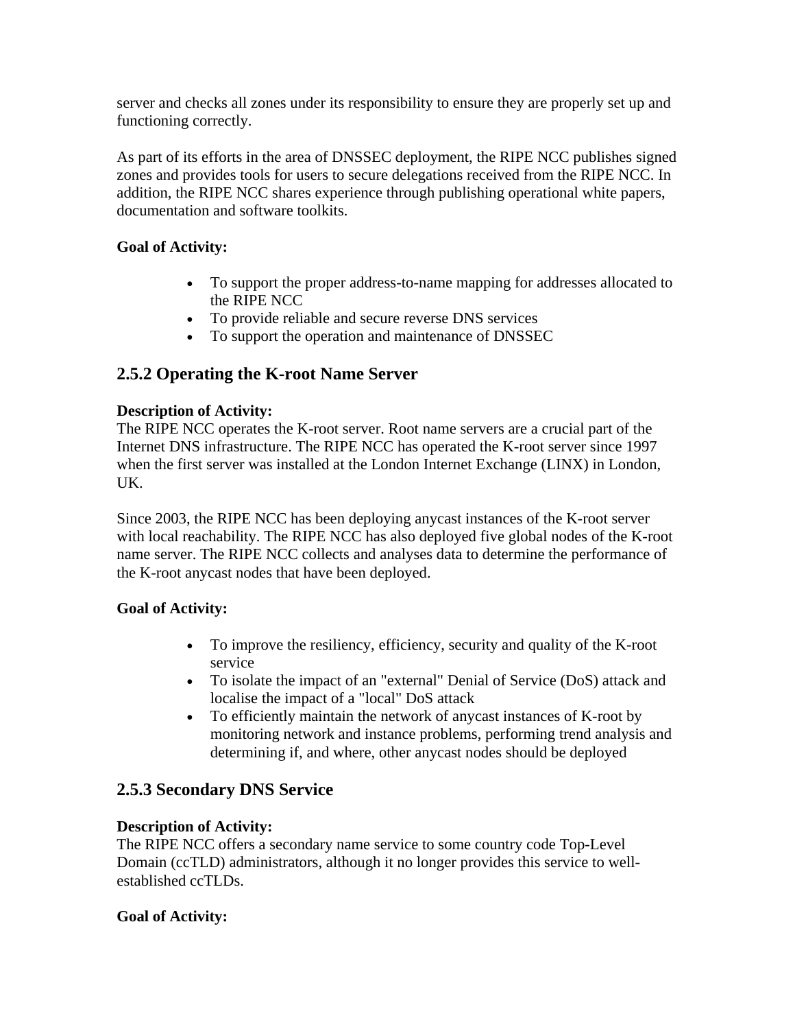server and checks all zones under its responsibility to ensure they are properly set up and functioning correctly.

As part of its efforts in the area of DNSSEC deployment, the RIPE NCC publishes signed zones and provides tools for users to secure delegations received from the RIPE NCC. In addition, the RIPE NCC shares experience through publishing operational white papers, documentation and software toolkits.

**Goal of Activity:**

- To support the proper address-to-name mapping for addresses allocated to the RIPE NCC
- To provide reliable and secure reverse DNS services
- To support the operation and maintenance of DNSSEC

## 2.5.2 Operating the K-root Name Server

**Description of Activity:**
The RIPE NCC operates the K-root server. Root name servers are a crucial part of the Internet DNS infrastructure. The RIPE NCC has operated the K-root server since 1997 when the first server was installed at the London Internet Exchange (LINX) in London, UK.

Since 2003, the RIPE NCC has been deploying anycast instances of the K-root server with local reachability. The RIPE NCC has also deployed five global nodes of the K-root name server. The RIPE NCC collects and analyses data to determine the performance of the K-root anycast nodes that have been deployed.

**Goal of Activity:**

- To improve the resiliency, efficiency, security and quality of the K-root service
- To isolate the impact of an "external" Denial of Service (DoS) attack and localise the impact of a "local" DoS attack
- To efficiently maintain the network of anycast instances of K-root by monitoring network and instance problems, performing trend analysis and determining if, and where, other anycast nodes should be deployed

## 2.5.3 Secondary DNS Service

**Description of Activity:**
The RIPE NCC offers a secondary name service to some country code Top-Level Domain (ccTLD) administrators, although it no longer provides this service to well-established ccTLDs.

**Goal of Activity:**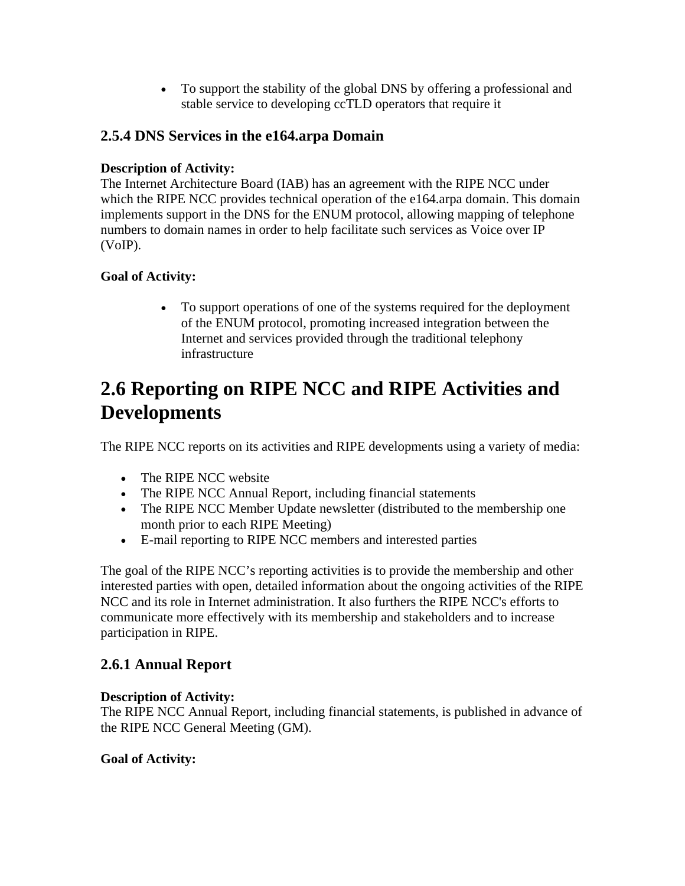- To support the stability of the global DNS by offering a professional and stable service to developing ccTLD operators that require it

### 2.5.4 DNS Services in the e164.arpa Domain

**Description of Activity:**
The Internet Architecture Board (IAB) has an agreement with the RIPE NCC under which the RIPE NCC provides technical operation of the e164.arpa domain. This domain implements support in the DNS for the ENUM protocol, allowing mapping of telephone numbers to domain names in order to help facilitate such services as Voice over IP (VoIP).

**Goal of Activity:**

- To support operations of one of the systems required for the deployment of the ENUM protocol, promoting increased integration between the Internet and services provided through the traditional telephony infrastructure

## 2.6 Reporting on RIPE NCC and RIPE Activities and Developments

The RIPE NCC reports on its activities and RIPE developments using a variety of media:

- The RIPE NCC website
- The RIPE NCC Annual Report, including financial statements
- The RIPE NCC Member Update newsletter (distributed to the membership one month prior to each RIPE Meeting)
- E-mail reporting to RIPE NCC members and interested parties

The goal of the RIPE NCC's reporting activities is to provide the membership and other interested parties with open, detailed information about the ongoing activities of the RIPE NCC and its role in Internet administration. It also furthers the RIPE NCC's efforts to communicate more effectively with its membership and stakeholders and to increase participation in RIPE.

### 2.6.1 Annual Report

**Description of Activity:**
The RIPE NCC Annual Report, including financial statements, is published in advance of the RIPE NCC General Meeting (GM).

**Goal of Activity:**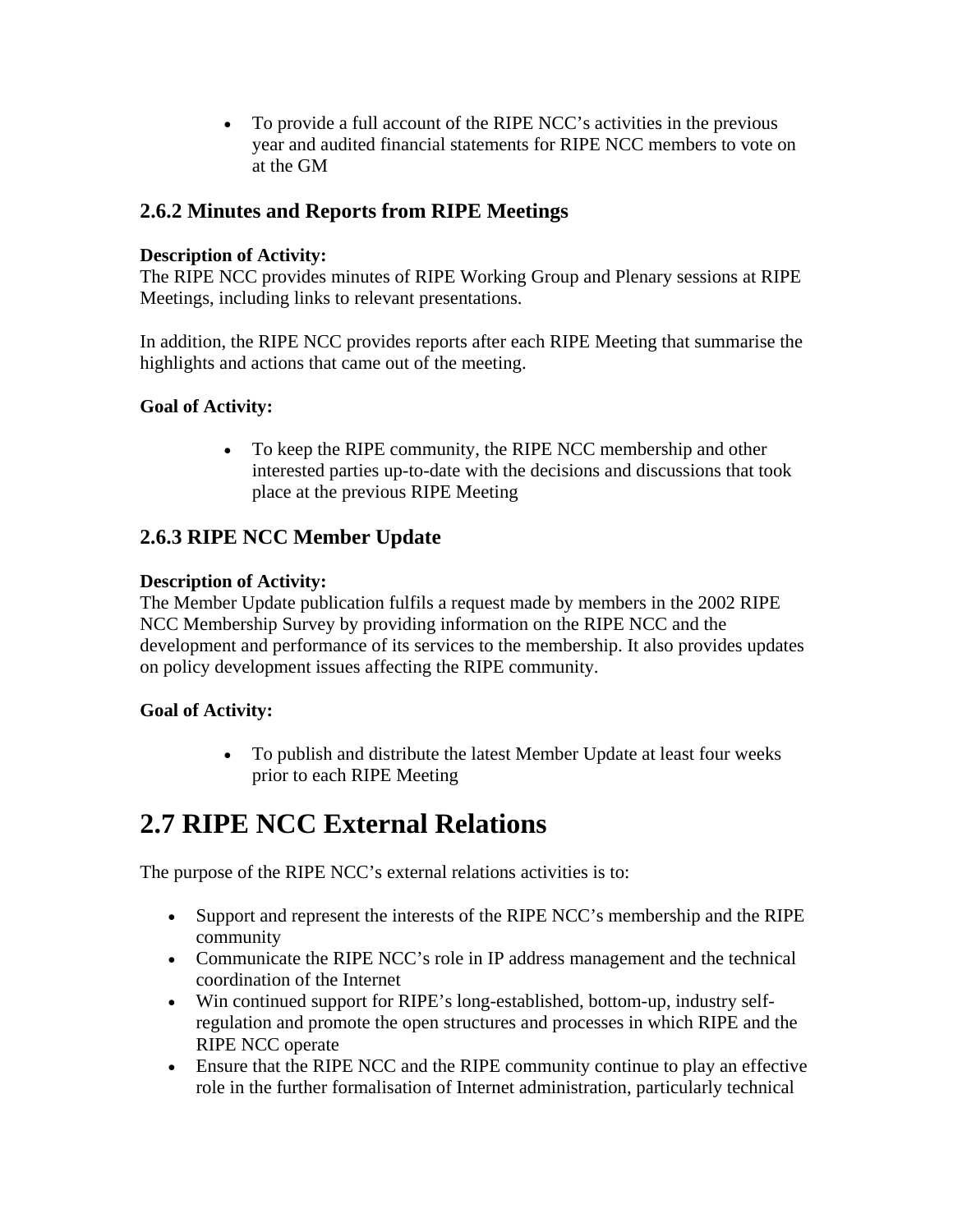- To provide a full account of the RIPE NCC's activities in the previous year and audited financial statements for RIPE NCC members to vote on at the GM

### 2.6.2 Minutes and Reports from RIPE Meetings

**Description of Activity:**
The RIPE NCC provides minutes of RIPE Working Group and Plenary sessions at RIPE Meetings, including links to relevant presentations.

In addition, the RIPE NCC provides reports after each RIPE Meeting that summarise the highlights and actions that came out of the meeting.

**Goal of Activity:**

- To keep the RIPE community, the RIPE NCC membership and other interested parties up-to-date with the decisions and discussions that took place at the previous RIPE Meeting

### 2.6.3 RIPE NCC Member Update

**Description of Activity:**
The Member Update publication fulfils a request made by members in the 2002 RIPE NCC Membership Survey by providing information on the RIPE NCC and the development and performance of its services to the membership. It also provides updates on policy development issues affecting the RIPE community.

**Goal of Activity:**

- To publish and distribute the latest Member Update at least four weeks prior to each RIPE Meeting

# 2.7 RIPE NCC External Relations

The purpose of the RIPE NCC's external relations activities is to:

- Support and represent the interests of the RIPE NCC's membership and the RIPE community
- Communicate the RIPE NCC's role in IP address management and the technical coordination of the Internet
- Win continued support for RIPE's long-established, bottom-up, industry self-regulation and promote the open structures and processes in which RIPE and the RIPE NCC operate
- Ensure that the RIPE NCC and the RIPE community continue to play an effective role in the further formalisation of Internet administration, particularly technical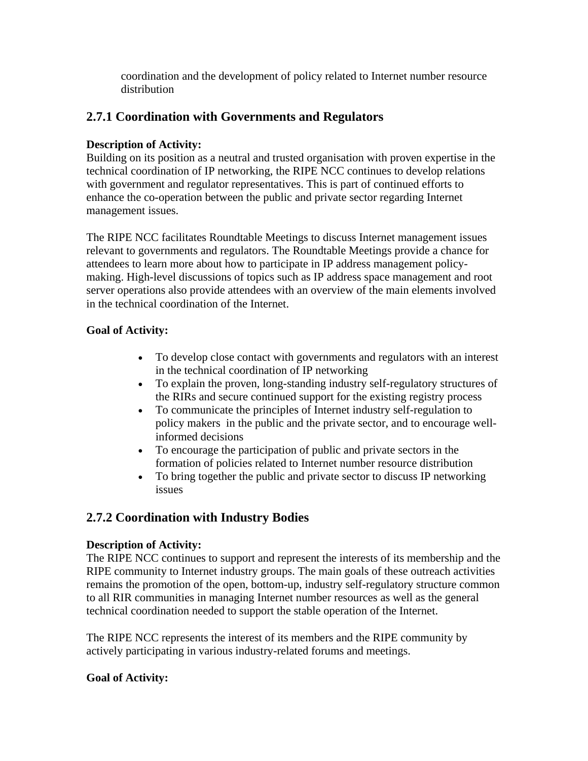coordination and the development of policy related to Internet number resource distribution

## 2.7.1 Coordination with Governments and Regulators

**Description of Activity:**
Building on its position as a neutral and trusted organisation with proven expertise in the technical coordination of IP networking, the RIPE NCC continues to develop relations with government and regulator representatives. This is part of continued efforts to enhance the co-operation between the public and private sector regarding Internet management issues.

The RIPE NCC facilitates Roundtable Meetings to discuss Internet management issues relevant to governments and regulators. The Roundtable Meetings provide a chance for attendees to learn more about how to participate in IP address management policy-making. High-level discussions of topics such as IP address space management and root server operations also provide attendees with an overview of the main elements involved in the technical coordination of the Internet.

**Goal of Activity:**

- To develop close contact with governments and regulators with an interest in the technical coordination of IP networking
- To explain the proven, long-standing industry self-regulatory structures of the RIRs and secure continued support for the existing registry process
- To communicate the principles of Internet industry self-regulation to policy makers in the public and the private sector, and to encourage well-informed decisions
- To encourage the participation of public and private sectors in the formation of policies related to Internet number resource distribution
- To bring together the public and private sector to discuss IP networking issues

## 2.7.2 Coordination with Industry Bodies

**Description of Activity:**
The RIPE NCC continues to support and represent the interests of its membership and the RIPE community to Internet industry groups. The main goals of these outreach activities remains the promotion of the open, bottom-up, industry self-regulatory structure common to all RIR communities in managing Internet number resources as well as the general technical coordination needed to support the stable operation of the Internet.

The RIPE NCC represents the interest of its members and the RIPE community by actively participating in various industry-related forums and meetings.

**Goal of Activity:**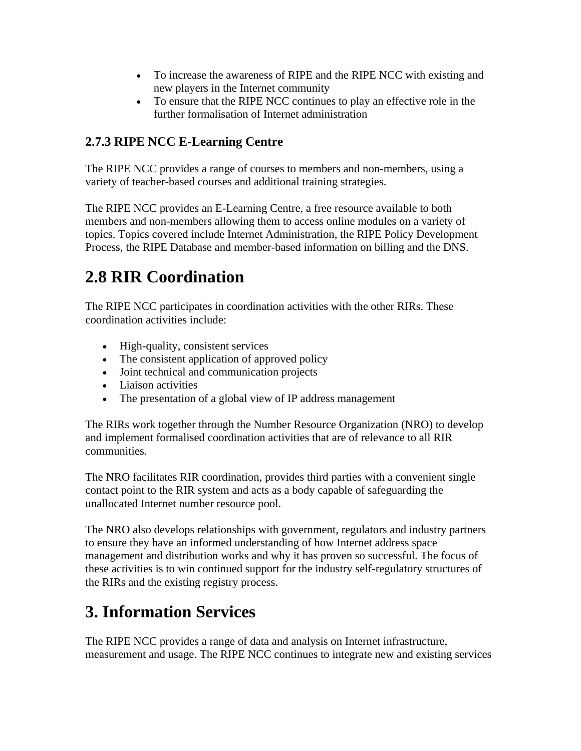- To increase the awareness of RIPE and the RIPE NCC with existing and new players in the Internet community
- To ensure that the RIPE NCC continues to play an effective role in the further formalisation of Internet administration

### 2.7.3 RIPE NCC E-Learning Centre

The RIPE NCC provides a range of courses to members and non-members, using a variety of teacher-based courses and additional training strategies.

The RIPE NCC provides an E-Learning Centre, a free resource available to both members and non-members allowing them to access online modules on a variety of topics. Topics covered include Internet Administration, the RIPE Policy Development Process, the RIPE Database and member-based information on billing and the DNS.

## 2.8 RIR Coordination

The RIPE NCC participates in coordination activities with the other RIRs. These coordination activities include:

- High-quality, consistent services
- The consistent application of approved policy
- Joint technical and communication projects
- Liaison activities
- The presentation of a global view of IP address management

The RIRs work together through the Number Resource Organization (NRO) to develop and implement formalised coordination activities that are of relevance to all RIR communities.

The NRO facilitates RIR coordination, provides third parties with a convenient single contact point to the RIR system and acts as a body capable of safeguarding the unallocated Internet number resource pool.

The NRO also develops relationships with government, regulators and industry partners to ensure they have an informed understanding of how Internet address space management and distribution works and why it has proven so successful. The focus of these activities is to win continued support for the industry self-regulatory structures of the RIRs and the existing registry process.

# 3. Information Services

The RIPE NCC provides a range of data and analysis on Internet infrastructure, measurement and usage. The RIPE NCC continues to integrate new and existing services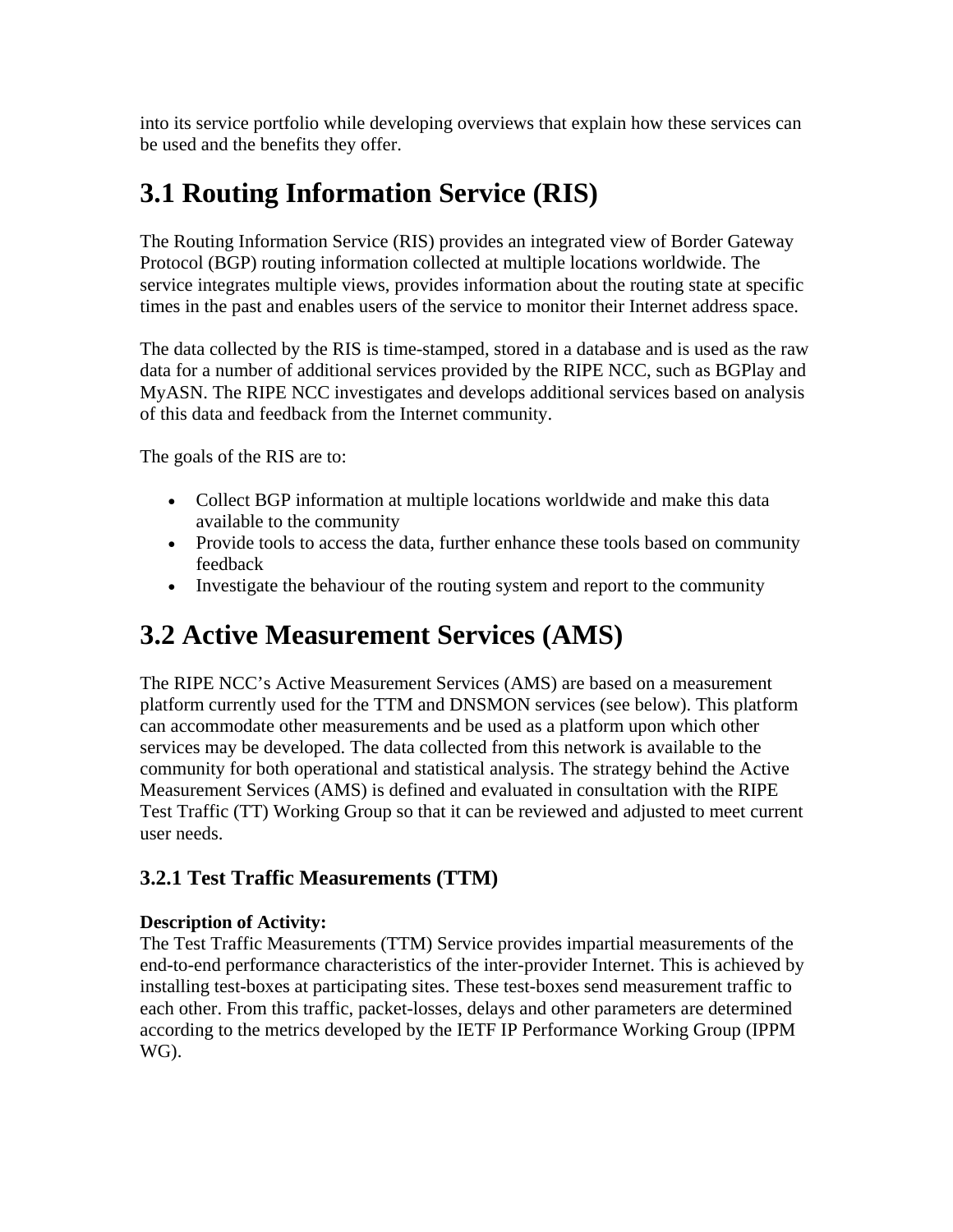into its service portfolio while developing overviews that explain how these services can be used and the benefits they offer.

## 3.1 Routing Information Service (RIS)

The Routing Information Service (RIS) provides an integrated view of Border Gateway Protocol (BGP) routing information collected at multiple locations worldwide. The service integrates multiple views, provides information about the routing state at specific times in the past and enables users of the service to monitor their Internet address space.

The data collected by the RIS is time-stamped, stored in a database and is used as the raw data for a number of additional services provided by the RIPE NCC, such as BGPlay and MyASN. The RIPE NCC investigates and develops additional services based on analysis of this data and feedback from the Internet community.

The goals of the RIS are to:

- Collect BGP information at multiple locations worldwide and make this data available to the community
- Provide tools to access the data, further enhance these tools based on community feedback
- Investigate the behaviour of the routing system and report to the community

## 3.2 Active Measurement Services (AMS)

The RIPE NCC's Active Measurement Services (AMS) are based on a measurement platform currently used for the TTM and DNSMON services (see below). This platform can accommodate other measurements and be used as a platform upon which other services may be developed. The data collected from this network is available to the community for both operational and statistical analysis. The strategy behind the Active Measurement Services (AMS) is defined and evaluated in consultation with the RIPE Test Traffic (TT) Working Group so that it can be reviewed and adjusted to meet current user needs.

### 3.2.1 Test Traffic Measurements (TTM)

**Description of Activity:**
The Test Traffic Measurements (TTM) Service provides impartial measurements of the end-to-end performance characteristics of the inter-provider Internet. This is achieved by installing test-boxes at participating sites. These test-boxes send measurement traffic to each other. From this traffic, packet-losses, delays and other parameters are determined according to the metrics developed by the IETF IP Performance Working Group (IPPM WG).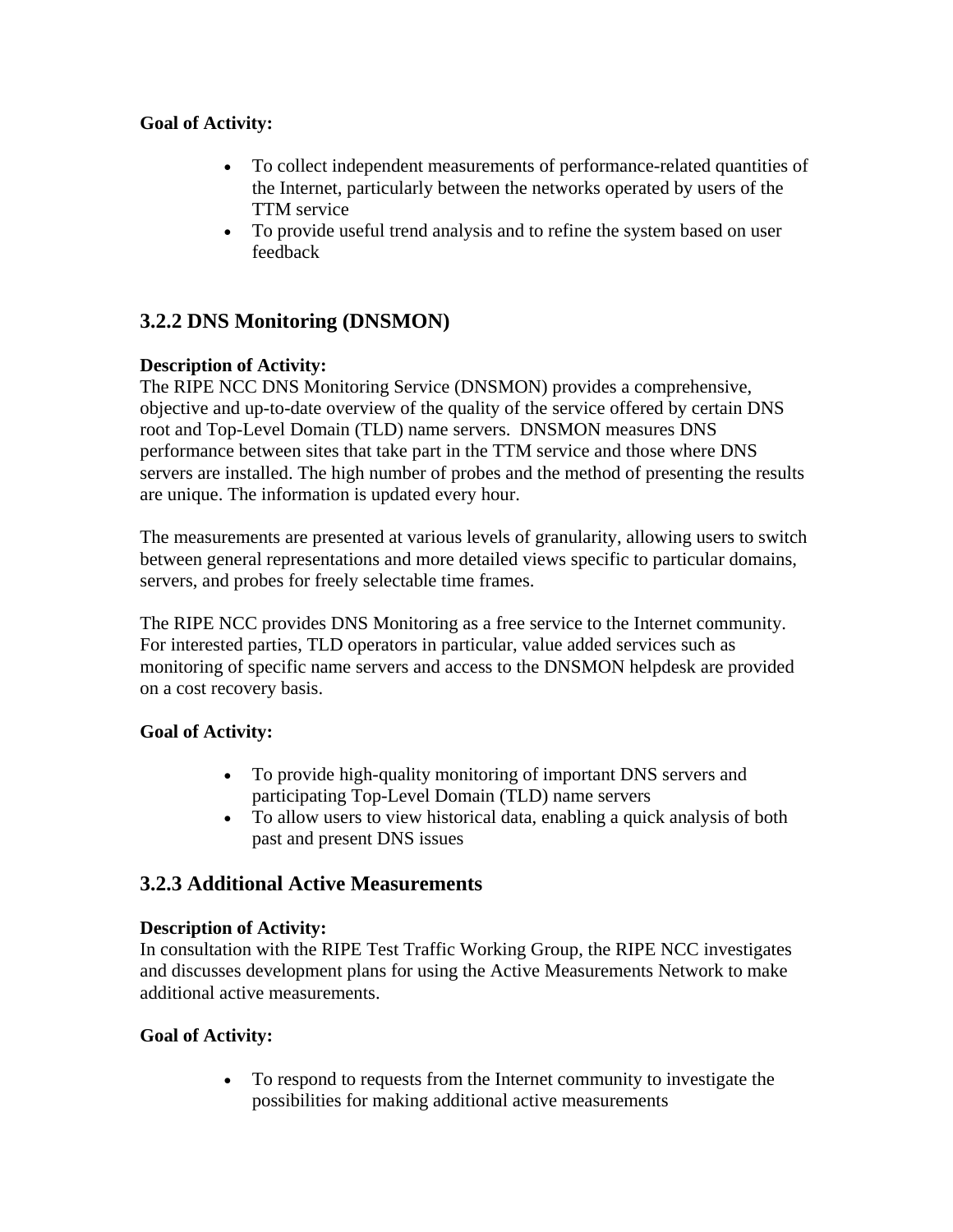**Goal of Activity:**

- To collect independent measurements of performance-related quantities of the Internet, particularly between the networks operated by users of the TTM service
- To provide useful trend analysis and to refine the system based on user feedback

### 3.2.2 DNS Monitoring (DNSMON)

**Description of Activity:**
The RIPE NCC DNS Monitoring Service (DNSMON) provides a comprehensive, objective and up-to-date overview of the quality of the service offered by certain DNS root and Top-Level Domain (TLD) name servers. DNSMON measures DNS performance between sites that take part in the TTM service and those where DNS servers are installed. The high number of probes and the method of presenting the results are unique. The information is updated every hour.

The measurements are presented at various levels of granularity, allowing users to switch between general representations and more detailed views specific to particular domains, servers, and probes for freely selectable time frames.

The RIPE NCC provides DNS Monitoring as a free service to the Internet community. For interested parties, TLD operators in particular, value added services such as monitoring of specific name servers and access to the DNSMON helpdesk are provided on a cost recovery basis.

**Goal of Activity:**

- To provide high-quality monitoring of important DNS servers and participating Top-Level Domain (TLD) name servers
- To allow users to view historical data, enabling a quick analysis of both past and present DNS issues

### 3.2.3 Additional Active Measurements

**Description of Activity:**
In consultation with the RIPE Test Traffic Working Group, the RIPE NCC investigates and discusses development plans for using the Active Measurements Network to make additional active measurements.

**Goal of Activity:**

- To respond to requests from the Internet community to investigate the possibilities for making additional active measurements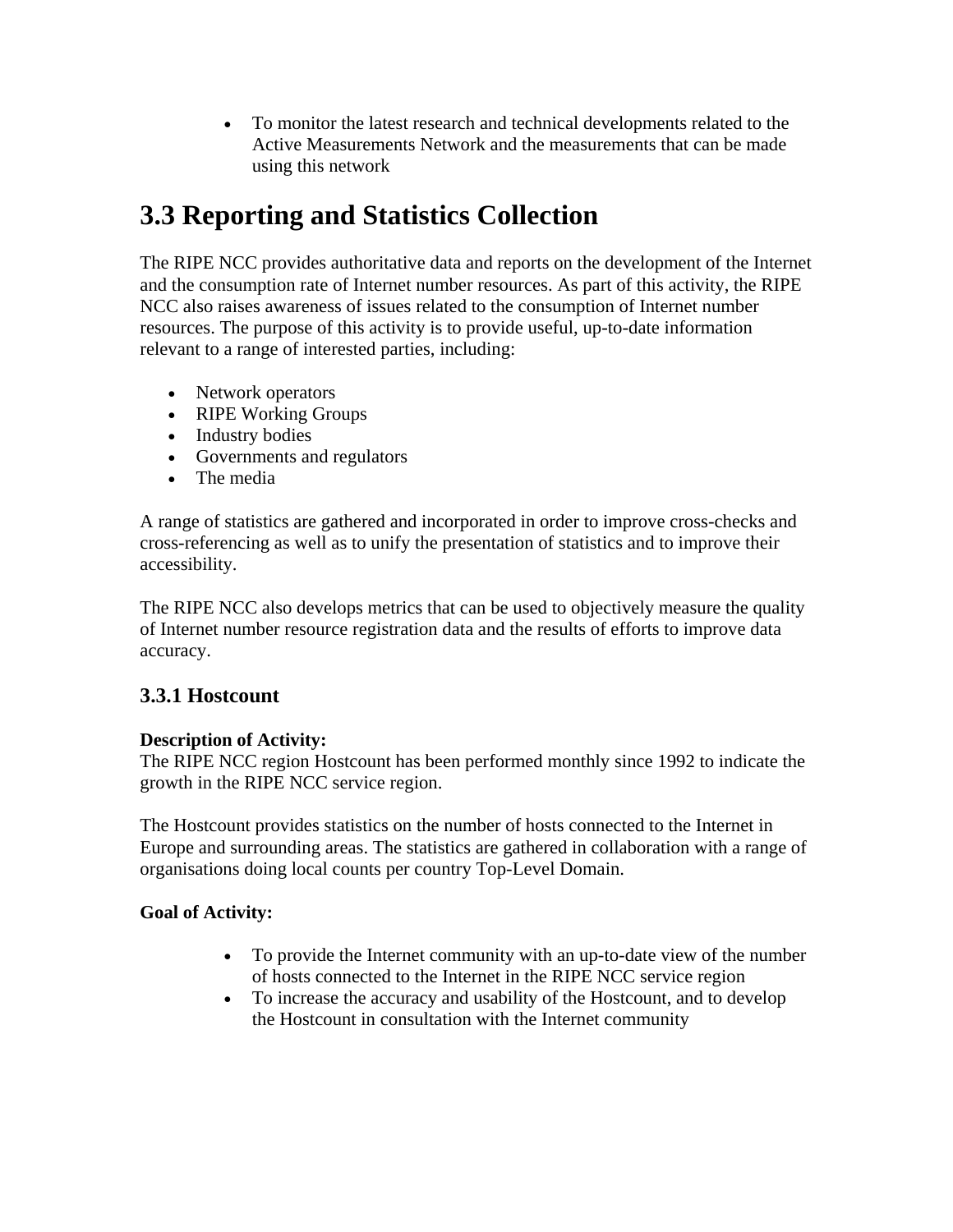- To monitor the latest research and technical developments related to the Active Measurements Network and the measurements that can be made using this network

# 3.3 Reporting and Statistics Collection

The RIPE NCC provides authoritative data and reports on the development of the Internet and the consumption rate of Internet number resources. As part of this activity, the RIPE NCC also raises awareness of issues related to the consumption of Internet number resources. The purpose of this activity is to provide useful, up-to-date information relevant to a range of interested parties, including:

- Network operators
- RIPE Working Groups
- Industry bodies
- Governments and regulators
- The media

A range of statistics are gathered and incorporated in order to improve cross-checks and cross-referencing as well as to unify the presentation of statistics and to improve their accessibility.

The RIPE NCC also develops metrics that can be used to objectively measure the quality of Internet number resource registration data and the results of efforts to improve data accuracy.

## 3.3.1 Hostcount

**Description of Activity:**
The RIPE NCC region Hostcount has been performed monthly since 1992 to indicate the growth in the RIPE NCC service region.

The Hostcount provides statistics on the number of hosts connected to the Internet in Europe and surrounding areas. The statistics are gathered in collaboration with a range of organisations doing local counts per country Top-Level Domain.

**Goal of Activity:**

- To provide the Internet community with an up-to-date view of the number of hosts connected to the Internet in the RIPE NCC service region
- To increase the accuracy and usability of the Hostcount, and to develop the Hostcount in consultation with the Internet community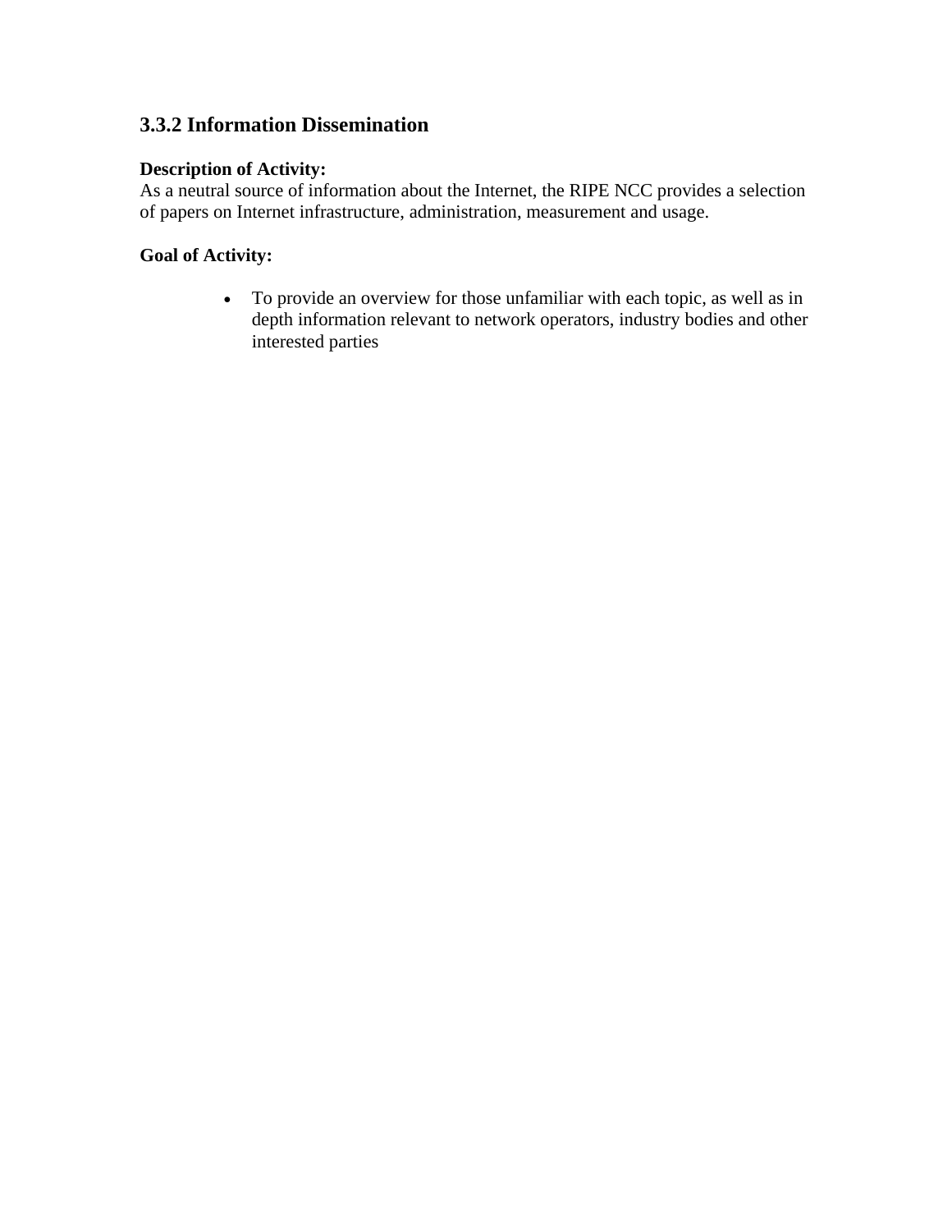### 3.3.2 Information Dissemination

**Description of Activity:**
As a neutral source of information about the Internet, the RIPE NCC provides a selection of papers on Internet infrastructure, administration, measurement and usage.

**Goal of Activity:**

- To provide an overview for those unfamiliar with each topic, as well as in depth information relevant to network operators, industry bodies and other interested parties